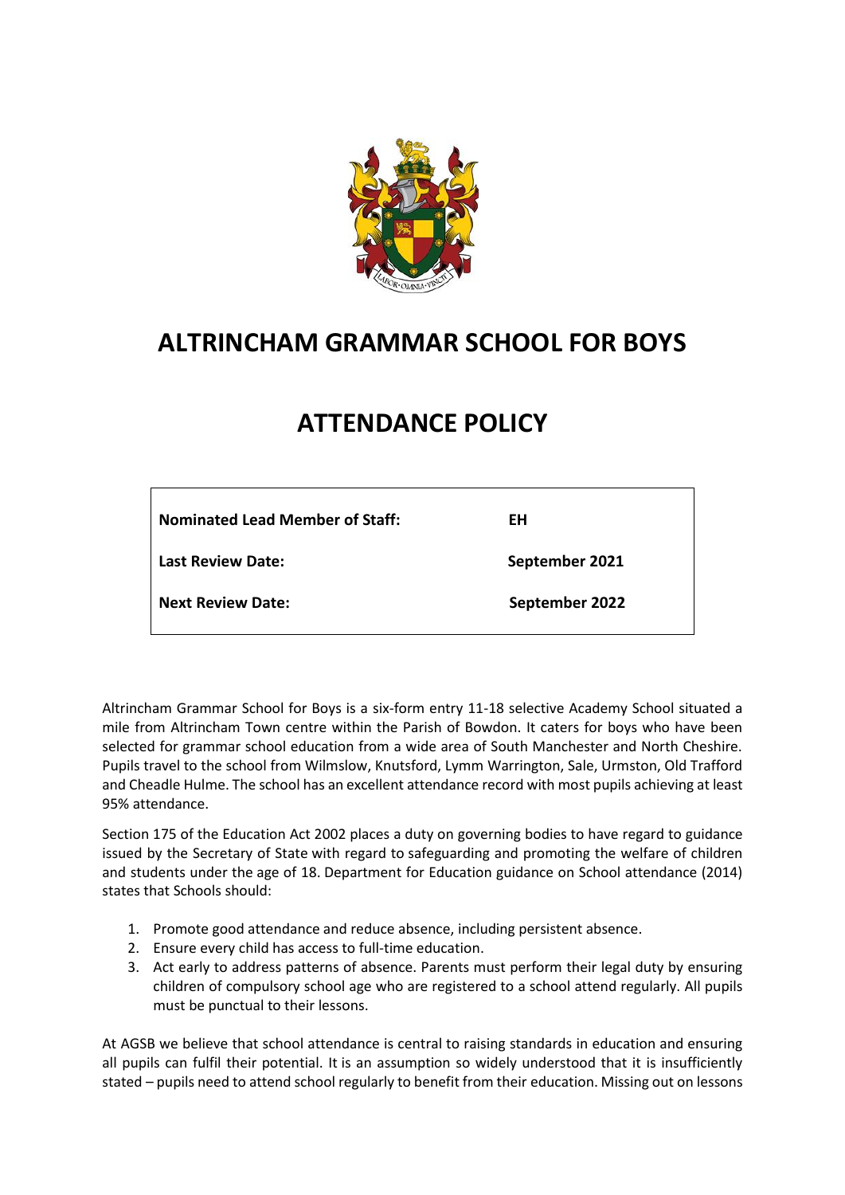# ALTRINCHAM GRAMMAR SCHOOL FOR BOYS

# ATTENDANCE POLICY

| | |
|---|---|
| **Nominated Lead Member of Staff:** | **EH** |
| **Last Review Date:** | **September 2021** |
| **Next Review Date:** | **September 2022** |

Altrincham Grammar School for Boys is a six-form entry 11-18 selective Academy School situated a mile from Altrincham Town centre within the Parish of Bowdon. It caters for boys who have been selected for grammar school education from a wide area of South Manchester and North Cheshire. Pupils travel to the school from Wilmslow, Knutsford, Lymm Warrington, Sale, Urmston, Old Trafford and Cheadle Hulme. The school has an excellent attendance record with most pupils achieving at least 95% attendance.

Section 175 of the Education Act 2002 places a duty on governing bodies to have regard to guidance issued by the Secretary of State with regard to safeguarding and promoting the welfare of children and students under the age of 18. Department for Education guidance on School attendance (2014) states that Schools should:

1. Promote good attendance and reduce absence, including persistent absence.
2. Ensure every child has access to full-time education.
3. Act early to address patterns of absence. Parents must perform their legal duty by ensuring children of compulsory school age who are registered to a school attend regularly. All pupils must be punctual to their lessons.

At AGSB we believe that school attendance is central to raising standards in education and ensuring all pupils can fulfil their potential. It is an assumption so widely understood that it is insufficiently stated – pupils need to attend school regularly to benefit from their education. Missing out on lessons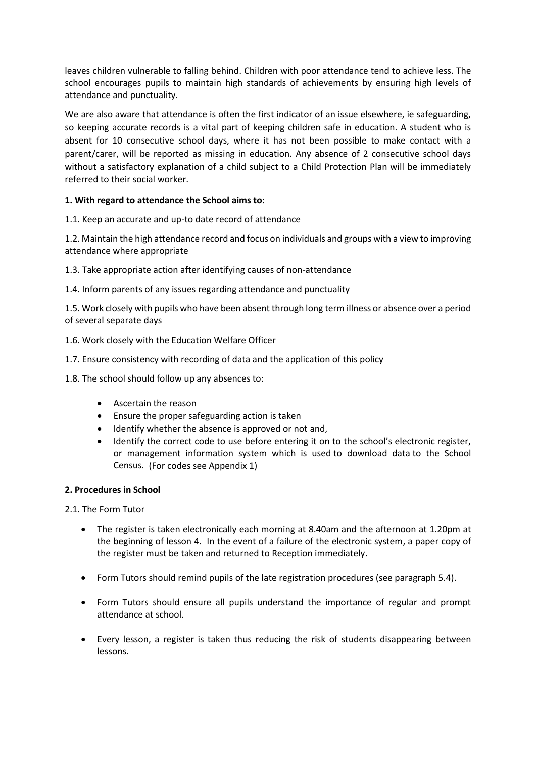leaves children vulnerable to falling behind. Children with poor attendance tend to achieve less. The school encourages pupils to maintain high standards of achievements by ensuring high levels of attendance and punctuality.

We are also aware that attendance is often the first indicator of an issue elsewhere, ie safeguarding, so keeping accurate records is a vital part of keeping children safe in education. A student who is absent for 10 consecutive school days, where it has not been possible to make contact with a parent/carer, will be reported as missing in education. Any absence of 2 consecutive school days without a satisfactory explanation of a child subject to a Child Protection Plan will be immediately referred to their social worker.

**1. With regard to attendance the School aims to:**

1.1. Keep an accurate and up-to date record of attendance

1.2. Maintain the high attendance record and focus on individuals and groups with a view to improving attendance where appropriate

1.3. Take appropriate action after identifying causes of non-attendance

1.4. Inform parents of any issues regarding attendance and punctuality

1.5. Work closely with pupils who have been absent through long term illness or absence over a period of several separate days

1.6. Work closely with the Education Welfare Officer

1.7. Ensure consistency with recording of data and the application of this policy

1.8. The school should follow up any absences to:

- Ascertain the reason
- Ensure the proper safeguarding action is taken
- Identify whether the absence is approved or not and,
- Identify the correct code to use before entering it on to the school's electronic register, or management information system which is used to download data to the School Census. (For codes see Appendix 1)

**2. Procedures in School**

2.1. The Form Tutor

- The register is taken electronically each morning at 8.40am and the afternoon at 1.20pm at the beginning of lesson 4. In the event of a failure of the electronic system, a paper copy of the register must be taken and returned to Reception immediately.
- Form Tutors should remind pupils of the late registration procedures (see paragraph 5.4).
- Form Tutors should ensure all pupils understand the importance of regular and prompt attendance at school.
- Every lesson, a register is taken thus reducing the risk of students disappearing between lessons.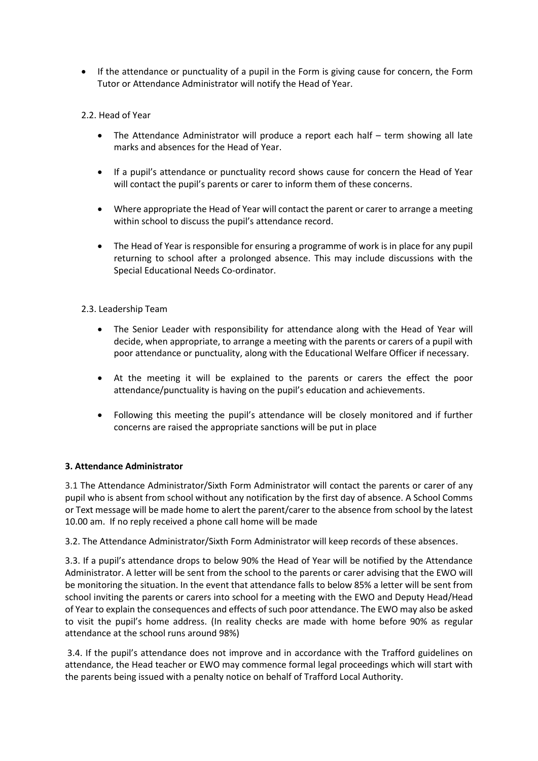- If the attendance or punctuality of a pupil in the Form is giving cause for concern, the Form Tutor or Attendance Administrator will notify the Head of Year.

2.2. Head of Year

- The Attendance Administrator will produce a report each half – term showing all late marks and absences for the Head of Year.
- If a pupil's attendance or punctuality record shows cause for concern the Head of Year will contact the pupil's parents or carer to inform them of these concerns.
- Where appropriate the Head of Year will contact the parent or carer to arrange a meeting within school to discuss the pupil's attendance record.
- The Head of Year is responsible for ensuring a programme of work is in place for any pupil returning to school after a prolonged absence. This may include discussions with the Special Educational Needs Co-ordinator.

2.3. Leadership Team

- The Senior Leader with responsibility for attendance along with the Head of Year will decide, when appropriate, to arrange a meeting with the parents or carers of a pupil with poor attendance or punctuality, along with the Educational Welfare Officer if necessary.
- At the meeting it will be explained to the parents or carers the effect the poor attendance/punctuality is having on the pupil's education and achievements.
- Following this meeting the pupil's attendance will be closely monitored and if further concerns are raised the appropriate sanctions will be put in place

**3. Attendance Administrator**

3.1 The Attendance Administrator/Sixth Form Administrator will contact the parents or carer of any pupil who is absent from school without any notification by the first day of absence. A School Comms or Text message will be made home to alert the parent/carer to the absence from school by the latest 10.00 am. If no reply received a phone call home will be made

3.2. The Attendance Administrator/Sixth Form Administrator will keep records of these absences.

3.3. If a pupil's attendance drops to below 90% the Head of Year will be notified by the Attendance Administrator. A letter will be sent from the school to the parents or carer advising that the EWO will be monitoring the situation. In the event that attendance falls to below 85% a letter will be sent from school inviting the parents or carers into school for a meeting with the EWO and Deputy Head/Head of Year to explain the consequences and effects of such poor attendance. The EWO may also be asked to visit the pupil's home address. (In reality checks are made with home before 90% as regular attendance at the school runs around 98%)

3.4. If the pupil's attendance does not improve and in accordance with the Trafford guidelines on attendance, the Head teacher or EWO may commence formal legal proceedings which will start with the parents being issued with a penalty notice on behalf of Trafford Local Authority.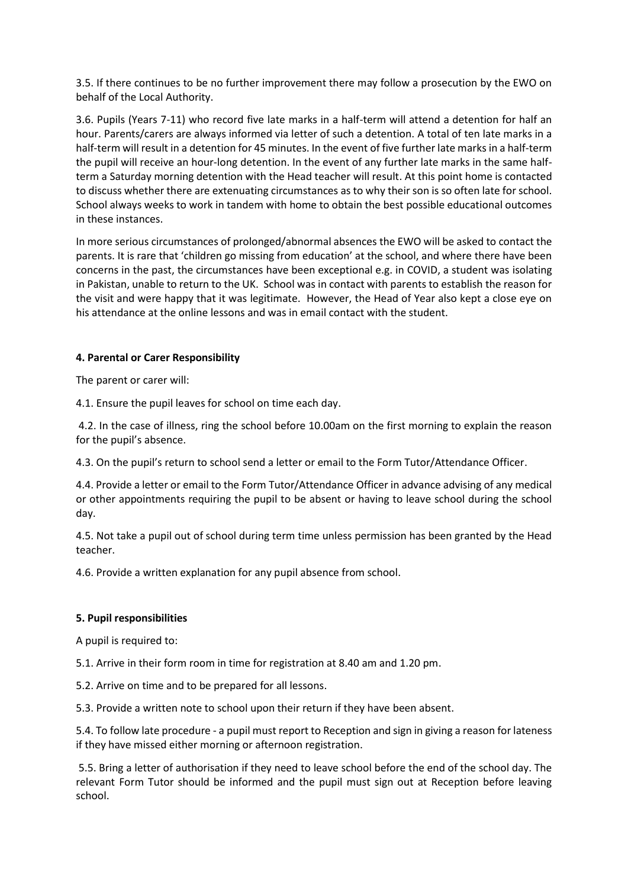3.5. If there continues to be no further improvement there may follow a prosecution by the EWO on behalf of the Local Authority.

3.6. Pupils (Years 7-11) who record five late marks in a half-term will attend a detention for half an hour. Parents/carers are always informed via letter of such a detention. A total of ten late marks in a half-term will result in a detention for 45 minutes. In the event of five further late marks in a half-term the pupil will receive an hour-long detention. In the event of any further late marks in the same half-term a Saturday morning detention with the Head teacher will result. At this point home is contacted to discuss whether there are extenuating circumstances as to why their son is so often late for school. School always weeks to work in tandem with home to obtain the best possible educational outcomes in these instances.

In more serious circumstances of prolonged/abnormal absences the EWO will be asked to contact the parents. It is rare that 'children go missing from education' at the school, and where there have been concerns in the past, the circumstances have been exceptional e.g. in COVID, a student was isolating in Pakistan, unable to return to the UK. School was in contact with parents to establish the reason for the visit and were happy that it was legitimate. However, the Head of Year also kept a close eye on his attendance at the online lessons and was in email contact with the student.

#### 4. Parental or Carer Responsibility

The parent or carer will:

4.1. Ensure the pupil leaves for school on time each day.

4.2. In the case of illness, ring the school before 10.00am on the first morning to explain the reason for the pupil's absence.

4.3. On the pupil's return to school send a letter or email to the Form Tutor/Attendance Officer.

4.4. Provide a letter or email to the Form Tutor/Attendance Officer in advance advising of any medical or other appointments requiring the pupil to be absent or having to leave school during the school day.

4.5. Not take a pupil out of school during term time unless permission has been granted by the Head teacher.

4.6. Provide a written explanation for any pupil absence from school.

#### 5. Pupil responsibilities

A pupil is required to:

5.1. Arrive in their form room in time for registration at 8.40 am and 1.20 pm.

5.2. Arrive on time and to be prepared for all lessons.

5.3. Provide a written note to school upon their return if they have been absent.

5.4. To follow late procedure - a pupil must report to Reception and sign in giving a reason for lateness if they have missed either morning or afternoon registration.

5.5. Bring a letter of authorisation if they need to leave school before the end of the school day. The relevant Form Tutor should be informed and the pupil must sign out at Reception before leaving school.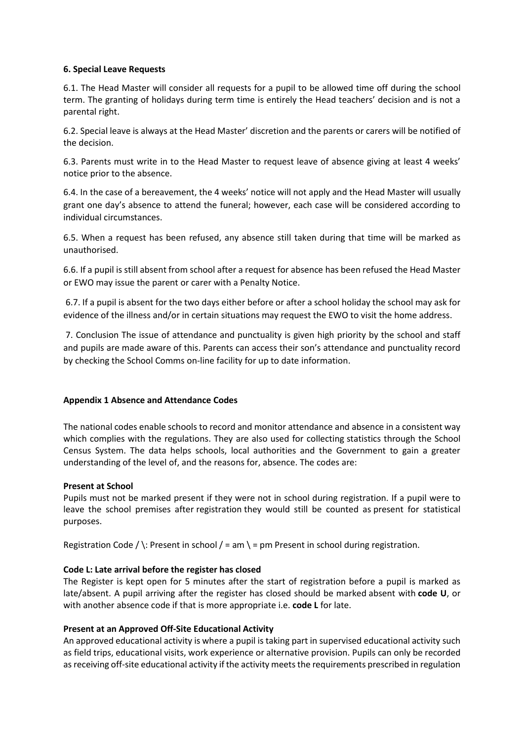**6. Special Leave Requests**

6.1. The Head Master will consider all requests for a pupil to be allowed time off during the school term. The granting of holidays during term time is entirely the Head teachers' decision and is not a parental right.

6.2. Special leave is always at the Head Master' discretion and the parents or carers will be notified of the decision.

6.3. Parents must write in to the Head Master to request leave of absence giving at least 4 weeks' notice prior to the absence.

6.4. In the case of a bereavement, the 4 weeks' notice will not apply and the Head Master will usually grant one day's absence to attend the funeral; however, each case will be considered according to individual circumstances.

6.5. When a request has been refused, any absence still taken during that time will be marked as unauthorised.

6.6. If a pupil is still absent from school after a request for absence has been refused the Head Master or EWO may issue the parent or carer with a Penalty Notice.

6.7. If a pupil is absent for the two days either before or after a school holiday the school may ask for evidence of the illness and/or in certain situations may request the EWO to visit the home address.

7. Conclusion The issue of attendance and punctuality is given high priority by the school and staff and pupils are made aware of this. Parents can access their son's attendance and punctuality record by checking the School Comms on-line facility for up to date information.

**Appendix 1 Absence and Attendance Codes**

The national codes enable schools to record and monitor attendance and absence in a consistent way which complies with the regulations. They are also used for collecting statistics through the School Census System. The data helps schools, local authorities and the Government to gain a greater understanding of the level of, and the reasons for, absence. The codes are:

**Present at School**

Pupils must not be marked present if they were not in school during registration. If a pupil were to leave the school premises after registration they would still be counted as present for statistical purposes.

Registration Code / \: Present in school / = am \ = pm Present in school during registration.

**Code L: Late arrival before the register has closed**

The Register is kept open for 5 minutes after the start of registration before a pupil is marked as late/absent. A pupil arriving after the register has closed should be marked absent with **code U**, or with another absence code if that is more appropriate i.e. **code L** for late.

**Present at an Approved Off-Site Educational Activity**

An approved educational activity is where a pupil is taking part in supervised educational activity such as field trips, educational visits, work experience or alternative provision. Pupils can only be recorded as receiving off-site educational activity if the activity meets the requirements prescribed in regulation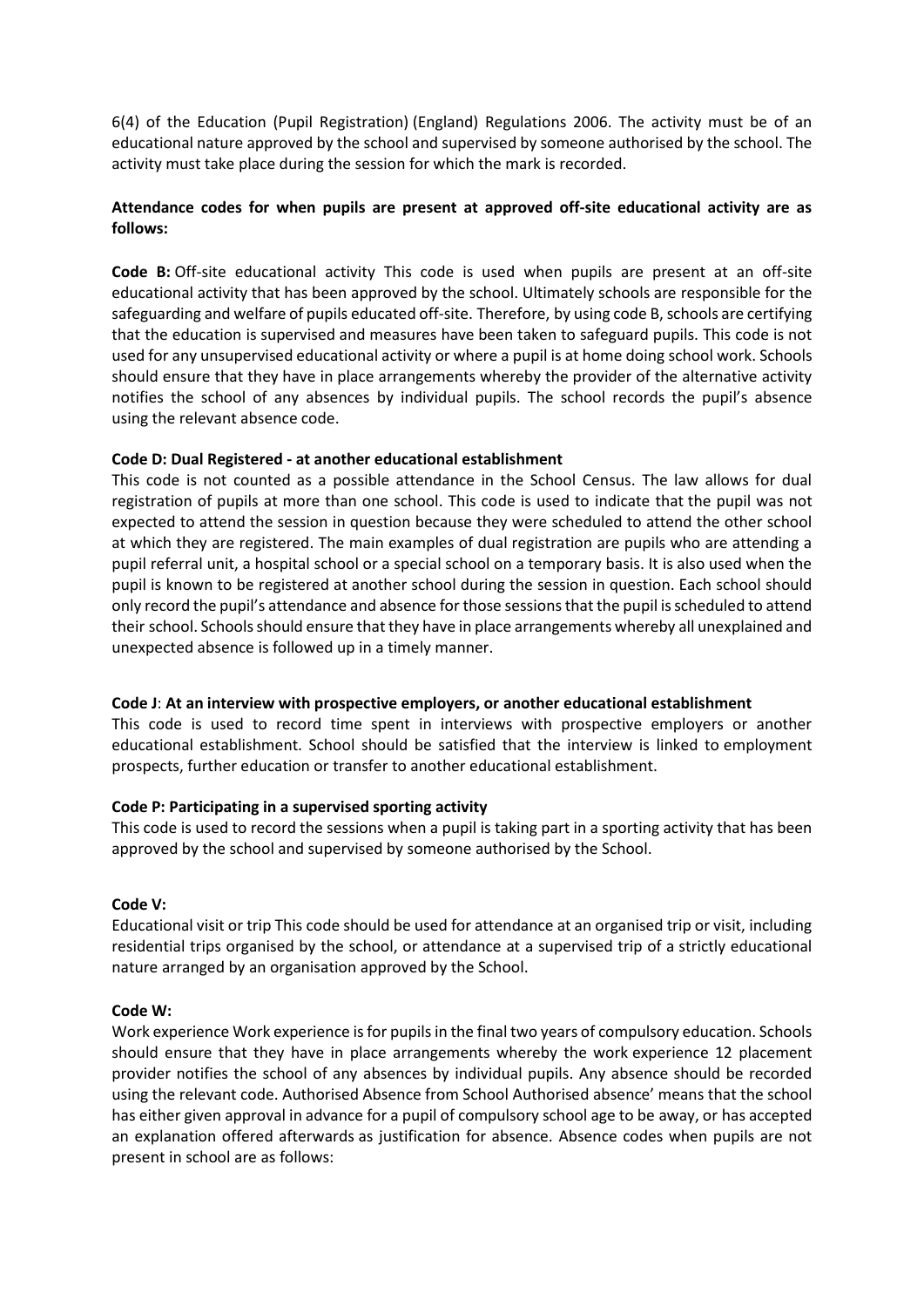6(4) of the Education (Pupil Registration) (England) Regulations 2006. The activity must be of an educational nature approved by the school and supervised by someone authorised by the school. The activity must take place during the session for which the mark is recorded.

**Attendance codes for when pupils are present at approved off-site educational activity are as follows:**

**Code B:** Off-site educational activity This code is used when pupils are present at an off-site educational activity that has been approved by the school. Ultimately schools are responsible for the safeguarding and welfare of pupils educated off-site. Therefore, by using code B, schools are certifying that the education is supervised and measures have been taken to safeguard pupils. This code is not used for any unsupervised educational activity or where a pupil is at home doing school work. Schools should ensure that they have in place arrangements whereby the provider of the alternative activity notifies the school of any absences by individual pupils. The school records the pupil's absence using the relevant absence code.

**Code D: Dual Registered - at another educational establishment**

This code is not counted as a possible attendance in the School Census. The law allows for dual registration of pupils at more than one school. This code is used to indicate that the pupil was not expected to attend the session in question because they were scheduled to attend the other school at which they are registered. The main examples of dual registration are pupils who are attending a pupil referral unit, a hospital school or a special school on a temporary basis. It is also used when the pupil is known to be registered at another school during the session in question. Each school should only record the pupil's attendance and absence for those sessions that the pupil is scheduled to attend their school. Schools should ensure that they have in place arrangements whereby all unexplained and unexpected absence is followed up in a timely manner.

**Code J**: **At an interview with prospective employers, or another educational establishment**

This code is used to record time spent in interviews with prospective employers or another educational establishment. School should be satisfied that the interview is linked to employment prospects, further education or transfer to another educational establishment.

**Code P: Participating in a supervised sporting activity**

This code is used to record the sessions when a pupil is taking part in a sporting activity that has been approved by the school and supervised by someone authorised by the School.

**Code V:**

Educational visit or trip This code should be used for attendance at an organised trip or visit, including residential trips organised by the school, or attendance at a supervised trip of a strictly educational nature arranged by an organisation approved by the School.

**Code W:**

Work experience Work experience is for pupils in the final two years of compulsory education. Schools should ensure that they have in place arrangements whereby the work experience 12 placement provider notifies the school of any absences by individual pupils. Any absence should be recorded using the relevant code. Authorised Absence from School Authorised absence' means that the school has either given approval in advance for a pupil of compulsory school age to be away, or has accepted an explanation offered afterwards as justification for absence. Absence codes when pupils are not present in school are as follows: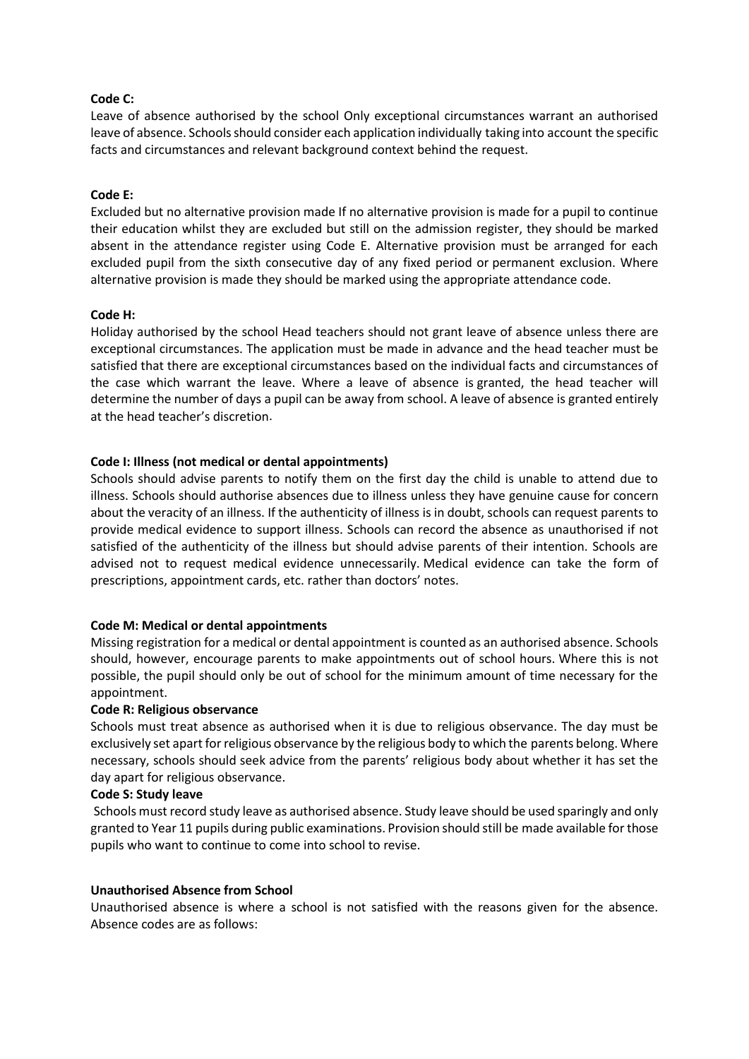**Code C:**

Leave of absence authorised by the school Only exceptional circumstances warrant an authorised leave of absence. Schools should consider each application individually taking into account the specific facts and circumstances and relevant background context behind the request.

**Code E:**

Excluded but no alternative provision made If no alternative provision is made for a pupil to continue their education whilst they are excluded but still on the admission register, they should be marked absent in the attendance register using Code E. Alternative provision must be arranged for each excluded pupil from the sixth consecutive day of any fixed period or permanent exclusion. Where alternative provision is made they should be marked using the appropriate attendance code.

**Code H:**

Holiday authorised by the school Head teachers should not grant leave of absence unless there are exceptional circumstances. The application must be made in advance and the head teacher must be satisfied that there are exceptional circumstances based on the individual facts and circumstances of the case which warrant the leave. Where a leave of absence is granted, the head teacher will determine the number of days a pupil can be away from school. A leave of absence is granted entirely at the head teacher's discretion.

**Code I: Illness (not medical or dental appointments)**

Schools should advise parents to notify them on the first day the child is unable to attend due to illness. Schools should authorise absences due to illness unless they have genuine cause for concern about the veracity of an illness. If the authenticity of illness is in doubt, schools can request parents to provide medical evidence to support illness. Schools can record the absence as unauthorised if not satisfied of the authenticity of the illness but should advise parents of their intention. Schools are advised not to request medical evidence unnecessarily. Medical evidence can take the form of prescriptions, appointment cards, etc. rather than doctors' notes.

**Code M: Medical or dental appointments**

Missing registration for a medical or dental appointment is counted as an authorised absence. Schools should, however, encourage parents to make appointments out of school hours. Where this is not possible, the pupil should only be out of school for the minimum amount of time necessary for the appointment.

**Code R: Religious observance**

Schools must treat absence as authorised when it is due to religious observance. The day must be exclusively set apart for religious observance by the religious body to which the parents belong. Where necessary, schools should seek advice from the parents' religious body about whether it has set the day apart for religious observance.

**Code S: Study leave**

Schools must record study leave as authorised absence. Study leave should be used sparingly and only granted to Year 11 pupils during public examinations. Provision should still be made available for those pupils who want to continue to come into school to revise.

**Unauthorised Absence from School**

Unauthorised absence is where a school is not satisfied with the reasons given for the absence. Absence codes are as follows: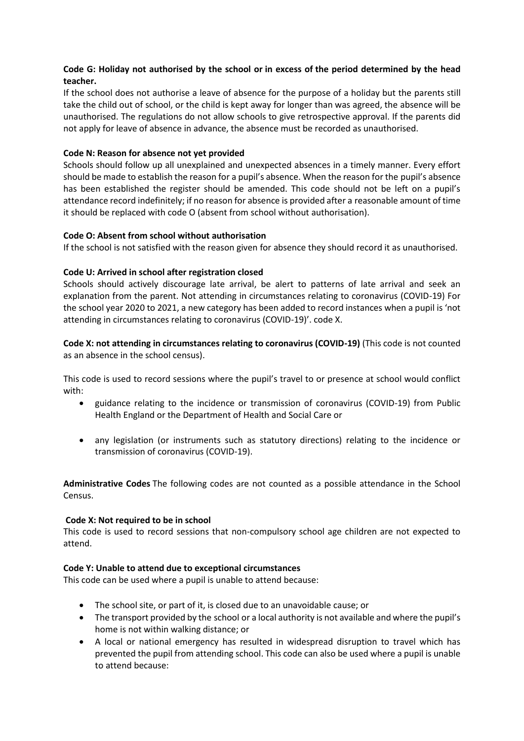**Code G: Holiday not authorised by the school or in excess of the period determined by the head teacher.**

If the school does not authorise a leave of absence for the purpose of a holiday but the parents still take the child out of school, or the child is kept away for longer than was agreed, the absence will be unauthorised. The regulations do not allow schools to give retrospective approval. If the parents did not apply for leave of absence in advance, the absence must be recorded as unauthorised.

**Code N: Reason for absence not yet provided**

Schools should follow up all unexplained and unexpected absences in a timely manner. Every effort should be made to establish the reason for a pupil's absence. When the reason for the pupil's absence has been established the register should be amended. This code should not be left on a pupil's attendance record indefinitely; if no reason for absence is provided after a reasonable amount of time it should be replaced with code O (absent from school without authorisation).

**Code O: Absent from school without authorisation**

If the school is not satisfied with the reason given for absence they should record it as unauthorised.

**Code U: Arrived in school after registration closed**

Schools should actively discourage late arrival, be alert to patterns of late arrival and seek an explanation from the parent. Not attending in circumstances relating to coronavirus (COVID-19) For the school year 2020 to 2021, a new category has been added to record instances when a pupil is 'not attending in circumstances relating to coronavirus (COVID-19)'. code X.

**Code X: not attending in circumstances relating to coronavirus (COVID-19)** (This code is not counted as an absence in the school census).

This code is used to record sessions where the pupil's travel to or presence at school would conflict with:

- guidance relating to the incidence or transmission of coronavirus (COVID-19) from Public Health England or the Department of Health and Social Care or
- any legislation (or instruments such as statutory directions) relating to the incidence or transmission of coronavirus (COVID-19).

**Administrative Codes** The following codes are not counted as a possible attendance in the School Census.

**Code X: Not required to be in school**

This code is used to record sessions that non-compulsory school age children are not expected to attend.

**Code Y: Unable to attend due to exceptional circumstances**

This code can be used where a pupil is unable to attend because:

- The school site, or part of it, is closed due to an unavoidable cause; or
- The transport provided by the school or a local authority is not available and where the pupil's home is not within walking distance; or
- A local or national emergency has resulted in widespread disruption to travel which has prevented the pupil from attending school. This code can also be used where a pupil is unable to attend because: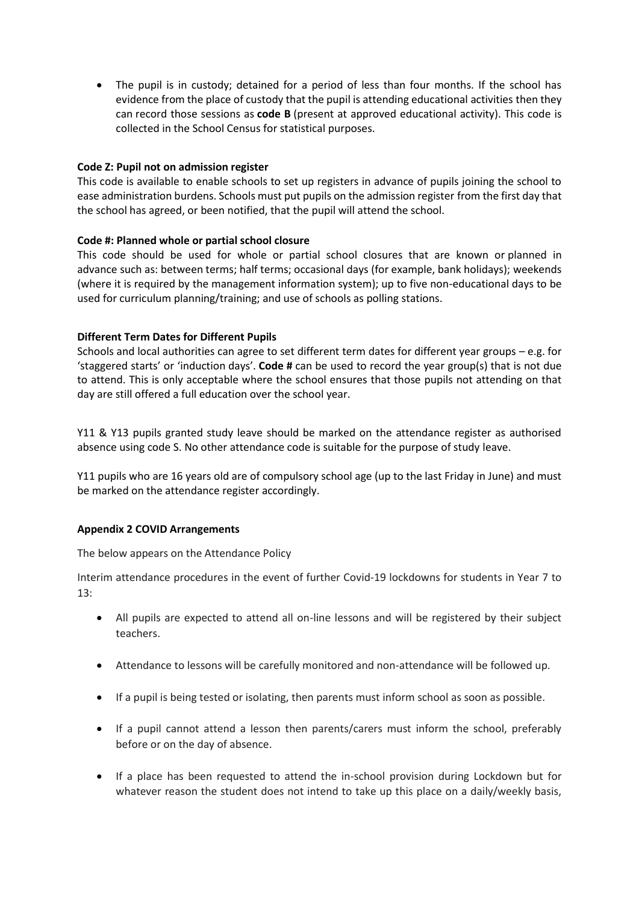- The pupil is in custody; detained for a period of less than four months. If the school has evidence from the place of custody that the pupil is attending educational activities then they can record those sessions as **code B** (present at approved educational activity). This code is collected in the School Census for statistical purposes.

**Code Z: Pupil not on admission register**

This code is available to enable schools to set up registers in advance of pupils joining the school to ease administration burdens. Schools must put pupils on the admission register from the first day that the school has agreed, or been notified, that the pupil will attend the school.

**Code #: Planned whole or partial school closure**

This code should be used for whole or partial school closures that are known or planned in advance such as: between terms; half terms; occasional days (for example, bank holidays); weekends (where it is required by the management information system); up to five non-educational days to be used for curriculum planning/training; and use of schools as polling stations.

**Different Term Dates for Different Pupils**

Schools and local authorities can agree to set different term dates for different year groups – e.g. for 'staggered starts' or 'induction days'. **Code #** can be used to record the year group(s) that is not due to attend. This is only acceptable where the school ensures that those pupils not attending on that day are still offered a full education over the school year.

Y11 & Y13 pupils granted study leave should be marked on the attendance register as authorised absence using code S. No other attendance code is suitable for the purpose of study leave.

Y11 pupils who are 16 years old are of compulsory school age (up to the last Friday in June) and must be marked on the attendance register accordingly.

**Appendix 2 COVID Arrangements**

The below appears on the Attendance Policy

Interim attendance procedures in the event of further Covid-19 lockdowns for students in Year 7 to 13:

- All pupils are expected to attend all on-line lessons and will be registered by their subject teachers.
- Attendance to lessons will be carefully monitored and non-attendance will be followed up.
- If a pupil is being tested or isolating, then parents must inform school as soon as possible.
- If a pupil cannot attend a lesson then parents/carers must inform the school, preferably before or on the day of absence.
- If a place has been requested to attend the in-school provision during Lockdown but for whatever reason the student does not intend to take up this place on a daily/weekly basis,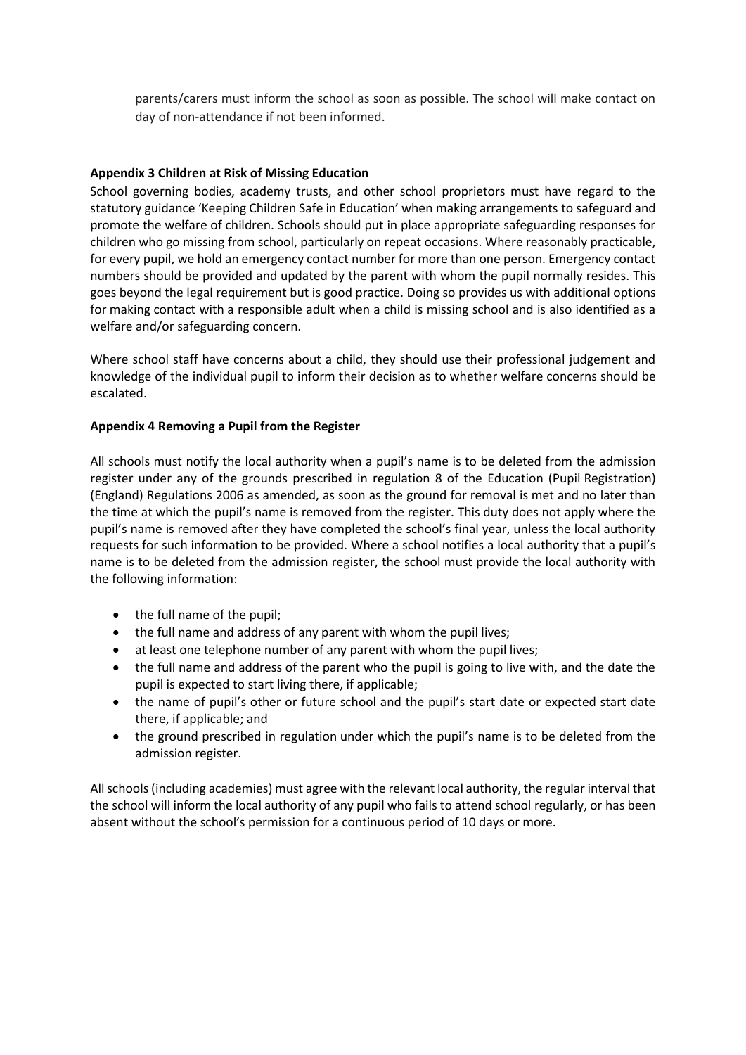parents/carers must inform the school as soon as possible. The school will make contact on day of non-attendance if not been informed.

**Appendix 3 Children at Risk of Missing Education**

School governing bodies, academy trusts, and other school proprietors must have regard to the statutory guidance 'Keeping Children Safe in Education' when making arrangements to safeguard and promote the welfare of children. Schools should put in place appropriate safeguarding responses for children who go missing from school, particularly on repeat occasions. Where reasonably practicable, for every pupil, we hold an emergency contact number for more than one person. Emergency contact numbers should be provided and updated by the parent with whom the pupil normally resides. This goes beyond the legal requirement but is good practice. Doing so provides us with additional options for making contact with a responsible adult when a child is missing school and is also identified as a welfare and/or safeguarding concern.

Where school staff have concerns about a child, they should use their professional judgement and knowledge of the individual pupil to inform their decision as to whether welfare concerns should be escalated.

**Appendix 4 Removing a Pupil from the Register**

All schools must notify the local authority when a pupil's name is to be deleted from the admission register under any of the grounds prescribed in regulation 8 of the Education (Pupil Registration) (England) Regulations 2006 as amended, as soon as the ground for removal is met and no later than the time at which the pupil's name is removed from the register. This duty does not apply where the pupil's name is removed after they have completed the school's final year, unless the local authority requests for such information to be provided. Where a school notifies a local authority that a pupil's name is to be deleted from the admission register, the school must provide the local authority with the following information:

- the full name of the pupil;
- the full name and address of any parent with whom the pupil lives;
- at least one telephone number of any parent with whom the pupil lives;
- the full name and address of the parent who the pupil is going to live with, and the date the pupil is expected to start living there, if applicable;
- the name of pupil's other or future school and the pupil's start date or expected start date there, if applicable; and
- the ground prescribed in regulation under which the pupil's name is to be deleted from the admission register.

All schools (including academies) must agree with the relevant local authority, the regular interval that the school will inform the local authority of any pupil who fails to attend school regularly, or has been absent without the school's permission for a continuous period of 10 days or more.